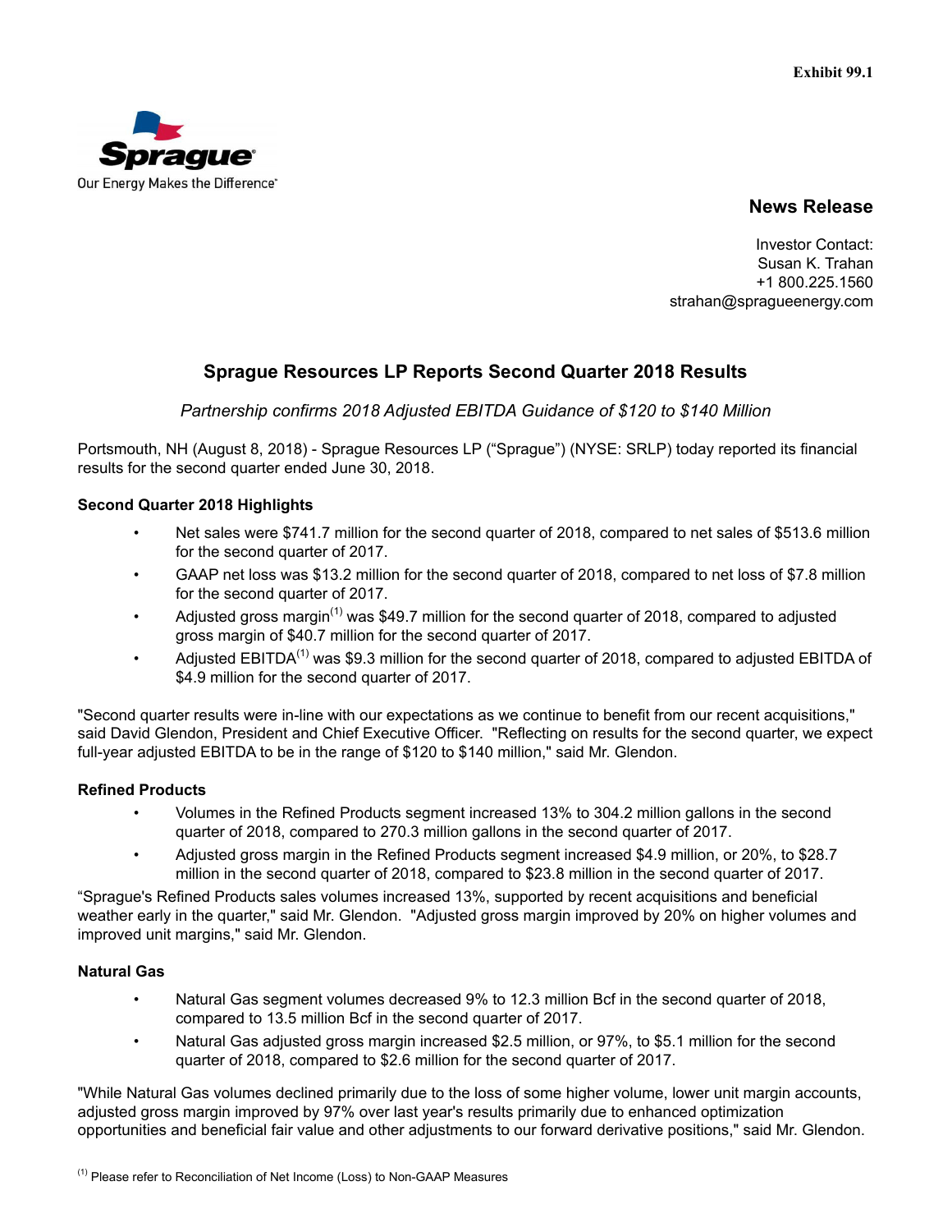Exhibit 99.1

Sprague

Our Energy Makes the Difference

## News Release

Investor Contact:
Susan K. Trahan
+1 800.225.1560
strahan@spragueenergy.com

# Sprague Resources LP Reports Second Quarter 2018 Results

*Partnership confirms 2018 Adjusted EBITDA Guidance of $120 to $140 Million*

Portsmouth, NH (August 8, 2018) - Sprague Resources LP ("Sprague") (NYSE: SRLP) today reported its financial results for the second quarter ended June 30, 2018.

**Second Quarter 2018 Highlights**

- Net sales were $741.7 million for the second quarter of 2018, compared to net sales of $513.6 million for the second quarter of 2017.
- GAAP net loss was $13.2 million for the second quarter of 2018, compared to net loss of $7.8 million for the second quarter of 2017.
- Adjusted gross margin[(1)] was $49.7 million for the second quarter of 2018, compared to adjusted gross margin of $40.7 million for the second quarter of 2017.
- Adjusted EBITDA[(1)] was $9.3 million for the second quarter of 2018, compared to adjusted EBITDA of $4.9 million for the second quarter of 2017.

"Second quarter results were in-line with our expectations as we continue to benefit from our recent acquisitions," said David Glendon, President and Chief Executive Officer. "Reflecting on results for the second quarter, we expect full-year adjusted EBITDA to be in the range of $120 to $140 million," said Mr. Glendon.

**Refined Products**

- Volumes in the Refined Products segment increased 13% to 304.2 million gallons in the second quarter of 2018, compared to 270.3 million gallons in the second quarter of 2017.
- Adjusted gross margin in the Refined Products segment increased $4.9 million, or 20%, to $28.7 million in the second quarter of 2018, compared to $23.8 million in the second quarter of 2017.

"Sprague's Refined Products sales volumes increased 13%, supported by recent acquisitions and beneficial weather early in the quarter," said Mr. Glendon. "Adjusted gross margin improved by 20% on higher volumes and improved unit margins," said Mr. Glendon.

**Natural Gas**

- Natural Gas segment volumes decreased 9% to 12.3 million Bcf in the second quarter of 2018, compared to 13.5 million Bcf in the second quarter of 2017.
- Natural Gas adjusted gross margin increased $2.5 million, or 97%, to $5.1 million for the second quarter of 2018, compared to $2.6 million for the second quarter of 2017.

"While Natural Gas volumes declined primarily due to the loss of some higher volume, lower unit margin accounts, adjusted gross margin improved by 97% over last year's results primarily due to enhanced optimization opportunities and beneficial fair value and other adjustments to our forward derivative positions," said Mr. Glendon.

[(1)] Please refer to Reconciliation of Net Income (Loss) to Non-GAAP Measures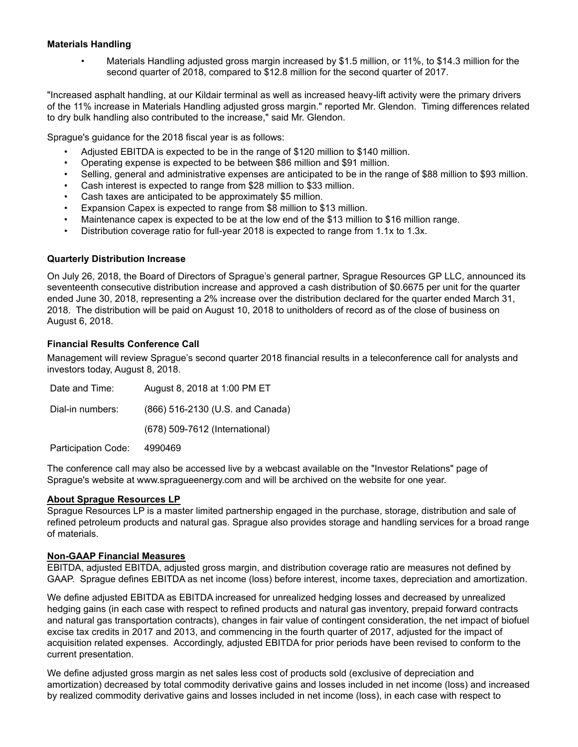**Materials Handling**

- Materials Handling adjusted gross margin increased by $1.5 million, or 11%, to $14.3 million for the second quarter of 2018, compared to $12.8 million for the second quarter of 2017.

"Increased asphalt handling, at our Kildair terminal as well as increased heavy-lift activity were the primary drivers of the 11% increase in Materials Handling adjusted gross margin." reported Mr. Glendon. Timing differences related to dry bulk handling also contributed to the increase," said Mr. Glendon.

Sprague's guidance for the 2018 fiscal year is as follows:

- Adjusted EBITDA is expected to be in the range of $120 million to $140 million.
- Operating expense is expected to be between $86 million and $91 million.
- Selling, general and administrative expenses are anticipated to be in the range of $88 million to $93 million.
- Cash interest is expected to range from $28 million to $33 million.
- Cash taxes are anticipated to be approximately $5 million.
- Expansion Capex is expected to range from $8 million to $13 million.
- Maintenance capex is expected to be at the low end of the $13 million to $16 million range.
- Distribution coverage ratio for full-year 2018 is expected to range from 1.1x to 1.3x.

**Quarterly Distribution Increase**

On July 26, 2018, the Board of Directors of Sprague's general partner, Sprague Resources GP LLC, announced its seventeenth consecutive distribution increase and approved a cash distribution of $0.6675 per unit for the quarter ended June 30, 2018, representing a 2% increase over the distribution declared for the quarter ended March 31, 2018. The distribution will be paid on August 10, 2018 to unitholders of record as of the close of business on August 6, 2018.

**Financial Results Conference Call**

Management will review Sprague's second quarter 2018 financial results in a teleconference call for analysts and investors today, August 8, 2018.

| | |
|---|---|
| Date and Time: | August 8, 2018 at 1:00 PM ET |
| Dial-in numbers: | (866) 516-2130 (U.S. and Canada) |
| | (678) 509-7612 (International) |
| Participation Code: | 4990469 |

The conference call may also be accessed live by a webcast available on the "Investor Relations" page of Sprague's website at www.spragueenergy.com and will be archived on the website for one year.

**About Sprague Resources LP**

Sprague Resources LP is a master limited partnership engaged in the purchase, storage, distribution and sale of refined petroleum products and natural gas. Sprague also provides storage and handling services for a broad range of materials.

**Non-GAAP Financial Measures**

EBITDA, adjusted EBITDA, adjusted gross margin, and distribution coverage ratio are measures not defined by GAAP. Sprague defines EBITDA as net income (loss) before interest, income taxes, depreciation and amortization.

We define adjusted EBITDA as EBITDA increased for unrealized hedging losses and decreased by unrealized hedging gains (in each case with respect to refined products and natural gas inventory, prepaid forward contracts and natural gas transportation contracts), changes in fair value of contingent consideration, the net impact of biofuel excise tax credits in 2017 and 2013, and commencing in the fourth quarter of 2017, adjusted for the impact of acquisition related expenses. Accordingly, adjusted EBITDA for prior periods have been revised to conform to the current presentation.

We define adjusted gross margin as net sales less cost of products sold (exclusive of depreciation and amortization) decreased by total commodity derivative gains and losses included in net income (loss) and increased by realized commodity derivative gains and losses included in net income (loss), in each case with respect to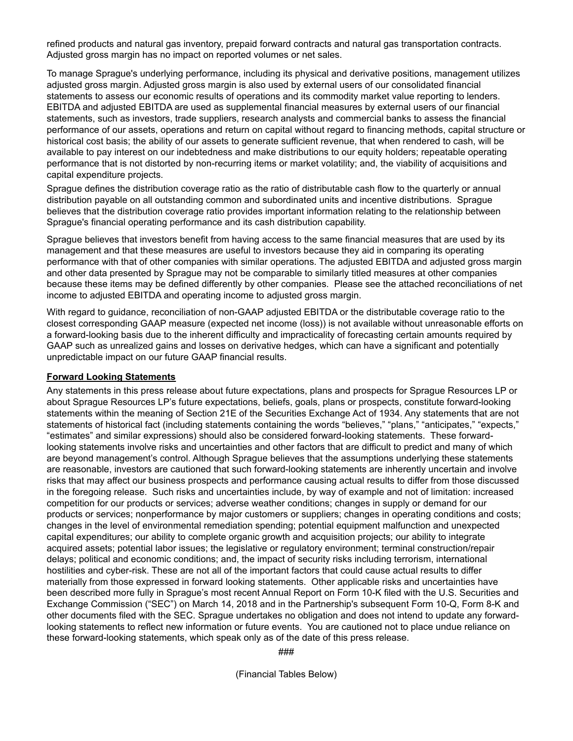refined products and natural gas inventory, prepaid forward contracts and natural gas transportation contracts. Adjusted gross margin has no impact on reported volumes or net sales.

To manage Sprague's underlying performance, including its physical and derivative positions, management utilizes adjusted gross margin. Adjusted gross margin is also used by external users of our consolidated financial statements to assess our economic results of operations and its commodity market value reporting to lenders. EBITDA and adjusted EBITDA are used as supplemental financial measures by external users of our financial statements, such as investors, trade suppliers, research analysts and commercial banks to assess the financial performance of our assets, operations and return on capital without regard to financing methods, capital structure or historical cost basis; the ability of our assets to generate sufficient revenue, that when rendered to cash, will be available to pay interest on our indebtedness and make distributions to our equity holders; repeatable operating performance that is not distorted by non-recurring items or market volatility; and, the viability of acquisitions and capital expenditure projects.

Sprague defines the distribution coverage ratio as the ratio of distributable cash flow to the quarterly or annual distribution payable on all outstanding common and subordinated units and incentive distributions. Sprague believes that the distribution coverage ratio provides important information relating to the relationship between Sprague's financial operating performance and its cash distribution capability.

Sprague believes that investors benefit from having access to the same financial measures that are used by its management and that these measures are useful to investors because they aid in comparing its operating performance with that of other companies with similar operations. The adjusted EBITDA and adjusted gross margin and other data presented by Sprague may not be comparable to similarly titled measures at other companies because these items may be defined differently by other companies. Please see the attached reconciliations of net income to adjusted EBITDA and operating income to adjusted gross margin.

With regard to guidance, reconciliation of non-GAAP adjusted EBITDA or the distributable coverage ratio to the closest corresponding GAAP measure (expected net income (loss)) is not available without unreasonable efforts on a forward-looking basis due to the inherent difficulty and impracticality of forecasting certain amounts required by GAAP such as unrealized gains and losses on derivative hedges, which can have a significant and potentially unpredictable impact on our future GAAP financial results.

**Forward Looking Statements**

Any statements in this press release about future expectations, plans and prospects for Sprague Resources LP or about Sprague Resources LP's future expectations, beliefs, goals, plans or prospects, constitute forward-looking statements within the meaning of Section 21E of the Securities Exchange Act of 1934. Any statements that are not statements of historical fact (including statements containing the words "believes," "plans," "anticipates," "expects," "estimates" and similar expressions) should also be considered forward-looking statements. These forward-looking statements involve risks and uncertainties and other factors that are difficult to predict and many of which are beyond management's control. Although Sprague believes that the assumptions underlying these statements are reasonable, investors are cautioned that such forward-looking statements are inherently uncertain and involve risks that may affect our business prospects and performance causing actual results to differ from those discussed in the foregoing release. Such risks and uncertainties include, by way of example and not of limitation: increased competition for our products or services; adverse weather conditions; changes in supply or demand for our products or services; nonperformance by major customers or suppliers; changes in operating conditions and costs; changes in the level of environmental remediation spending; potential equipment malfunction and unexpected capital expenditures; our ability to complete organic growth and acquisition projects; our ability to integrate acquired assets; potential labor issues; the legislative or regulatory environment; terminal construction/repair delays; political and economic conditions; and, the impact of security risks including terrorism, international hostilities and cyber-risk. These are not all of the important factors that could cause actual results to differ materially from those expressed in forward looking statements. Other applicable risks and uncertainties have been described more fully in Sprague's most recent Annual Report on Form 10-K filed with the U.S. Securities and Exchange Commission ("SEC") on March 14, 2018 and in the Partnership's subsequent Form 10-Q, Form 8-K and other documents filed with the SEC. Sprague undertakes no obligation and does not intend to update any forward-looking statements to reflect new information or future events. You are cautioned not to place undue reliance on these forward-looking statements, which speak only as of the date of this press release.

###

(Financial Tables Below)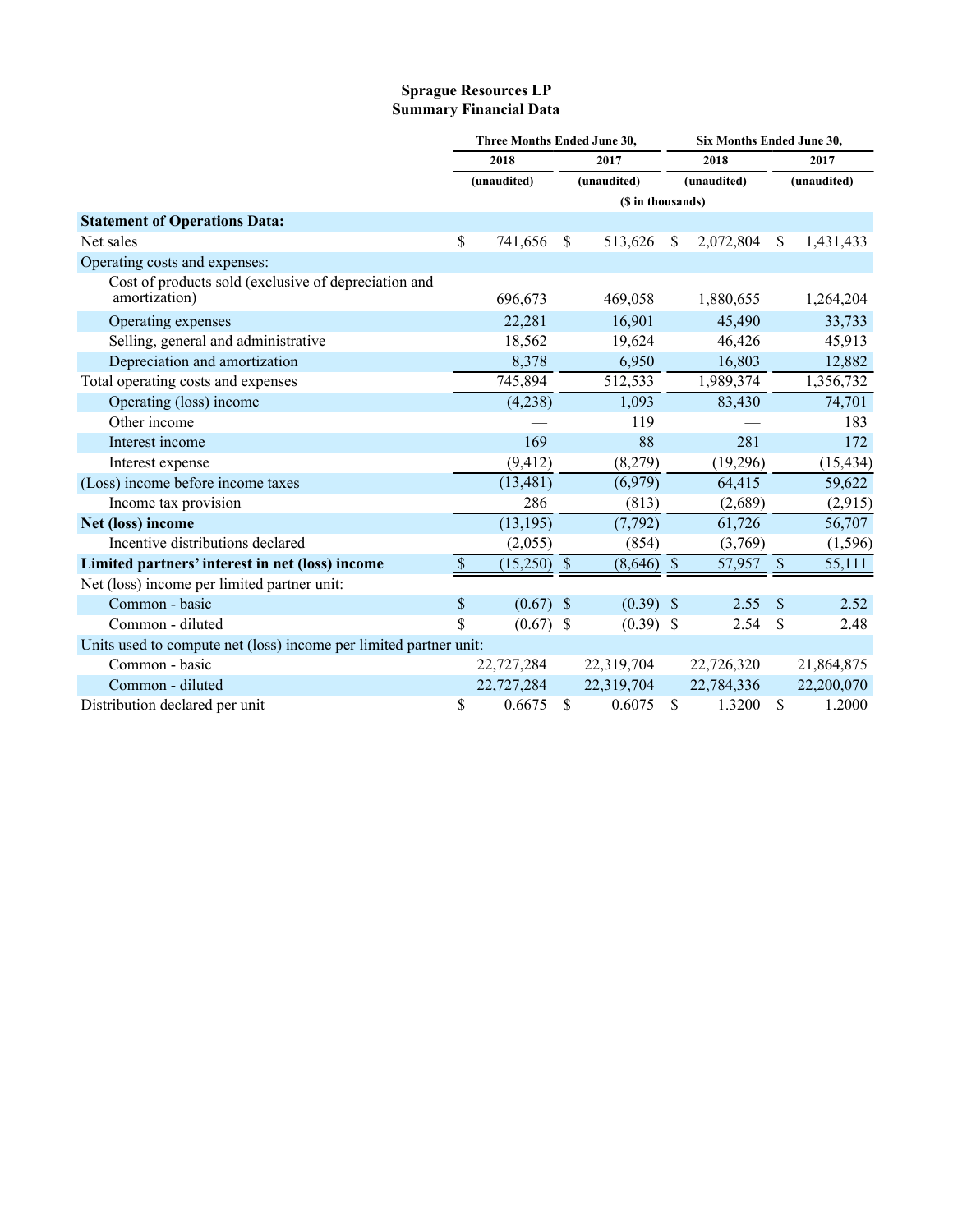# Sprague Resources LP
## Summary Financial Data

| | Three Months Ended June 30, | | Six Months Ended June 30, | |
|---|---|---|---|---|
| | 2018 | 2017 | 2018 | 2017 |
| | (unaudited) | (unaudited) | (unaudited) | (unaudited) |
| | ($ in thousands) | | | |
| **Statement of Operations Data:** | | | | |
| Net sales | $ 741,656 | $ 513,626 | $ 2,072,804 | $ 1,431,433 |
| Operating costs and expenses: | | | | |
| Cost of products sold (exclusive of depreciation and amortization) | 696,673 | 469,058 | 1,880,655 | 1,264,204 |
| Operating expenses | 22,281 | 16,901 | 45,490 | 33,733 |
| Selling, general and administrative | 18,562 | 19,624 | 46,426 | 45,913 |
| Depreciation and amortization | 8,378 | 6,950 | 16,803 | 12,882 |
| Total operating costs and expenses | 745,894 | 512,533 | 1,989,374 | 1,356,732 |
| Operating (loss) income | (4,238) | 1,093 | 83,430 | 74,701 |
| Other income | — | 119 | — | 183 |
| Interest income | 169 | 88 | 281 | 172 |
| Interest expense | (9,412) | (8,279) | (19,296) | (15,434) |
| (Loss) income before income taxes | (13,481) | (6,979) | 64,415 | 59,622 |
| Income tax provision | 286 | (813) | (2,689) | (2,915) |
| **Net (loss) income** | (13,195) | (7,792) | 61,726 | 56,707 |
| Incentive distributions declared | (2,055) | (854) | (3,769) | (1,596) |
| **Limited partners' interest in net (loss) income** | $ (15,250) | $ (8,646) | $ 57,957 | $ 55,111 |
| Net (loss) income per limited partner unit: | | | | |
| Common - basic | $ (0.67) | $ (0.39) | $ 2.55 | $ 2.52 |
| Common - diluted | $ (0.67) | $ (0.39) | $ 2.54 | $ 2.48 |
| Units used to compute net (loss) income per limited partner unit: | | | | |
| Common - basic | 22,727,284 | 22,319,704 | 22,726,320 | 21,864,875 |
| Common - diluted | 22,727,284 | 22,319,704 | 22,784,336 | 22,200,070 |
| Distribution declared per unit | $ 0.6675 | $ 0.6075 | $ 1.3200 | $ 1.2000 |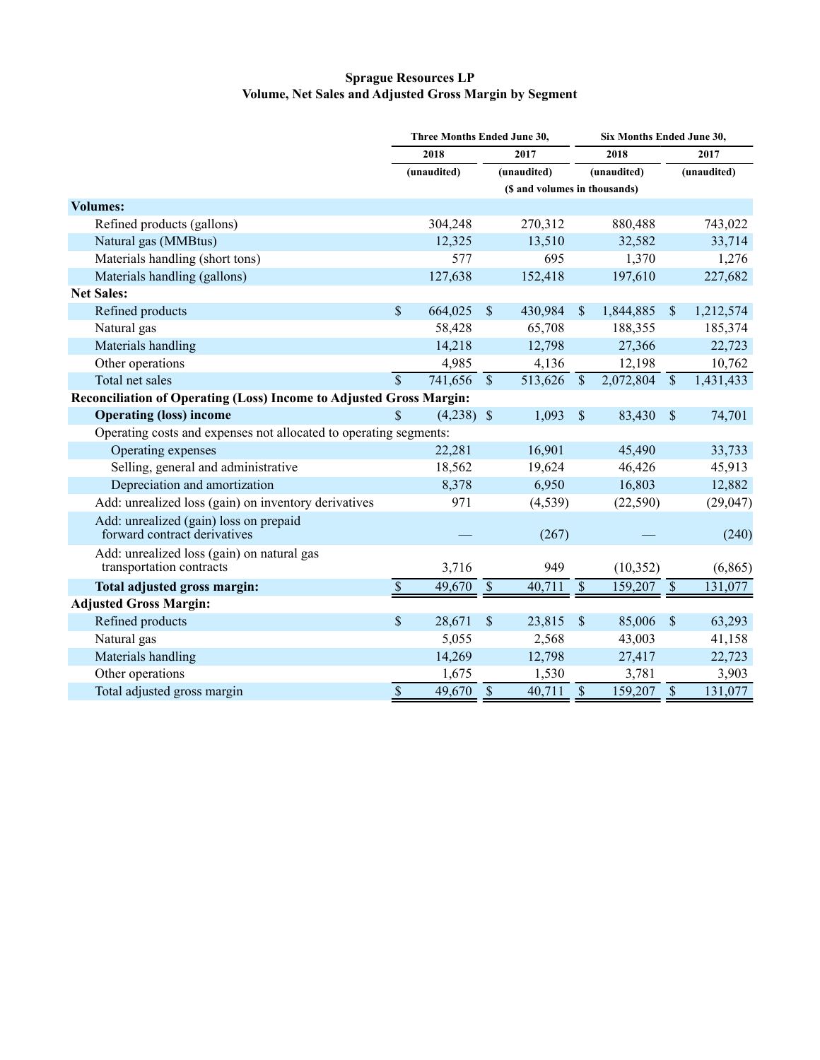**Sprague Resources LP**
**Volume, Net Sales and Adjusted Gross Margin by Segment**

| | Three Months Ended June 30, | | Six Months Ended June 30, | |
|---|---|---|---|---|
| | 2018 | 2017 | 2018 | 2017 |
| | (unaudited) | (unaudited) | (unaudited) | (unaudited) |
| | ($ and volumes in thousands) | | | |
| **Volumes:** | | | | |
| Refined products (gallons) | 304,248 | 270,312 | 880,488 | 743,022 |
| Natural gas (MMBtus) | 12,325 | 13,510 | 32,582 | 33,714 |
| Materials handling (short tons) | 577 | 695 | 1,370 | 1,276 |
| Materials handling (gallons) | 127,638 | 152,418 | 197,610 | 227,682 |
| **Net Sales:** | | | | |
| Refined products | $ 664,025 | $ 430,984 | $ 1,844,885 | $ 1,212,574 |
| Natural gas | 58,428 | 65,708 | 188,355 | 185,374 |
| Materials handling | 14,218 | 12,798 | 27,366 | 22,723 |
| Other operations | 4,985 | 4,136 | 12,198 | 10,762 |
| Total net sales | $ 741,656 | $ 513,626 | $ 2,072,804 | $ 1,431,433 |
| **Reconciliation of Operating (Loss) Income to Adjusted Gross Margin:** | | | | |
| **Operating (loss) income** | $ (4,238) | $ 1,093 | $ 83,430 | $ 74,701 |
| Operating costs and expenses not allocated to operating segments: | | | | |
| Operating expenses | 22,281 | 16,901 | 45,490 | 33,733 |
| Selling, general and administrative | 18,562 | 19,624 | 46,426 | 45,913 |
| Depreciation and amortization | 8,378 | 6,950 | 16,803 | 12,882 |
| Add: unrealized loss (gain) on inventory derivatives | 971 | (4,539) | (22,590) | (29,047) |
| Add: unrealized (gain) loss on prepaid forward contract derivatives | — | (267) | — | (240) |
| Add: unrealized loss (gain) on natural gas transportation contracts | 3,716 | 949 | (10,352) | (6,865) |
| **Total adjusted gross margin:** | $ 49,670 | $ 40,711 | $ 159,207 | $ 131,077 |
| **Adjusted Gross Margin:** | | | | |
| Refined products | $ 28,671 | $ 23,815 | $ 85,006 | $ 63,293 |
| Natural gas | 5,055 | 2,568 | 43,003 | 41,158 |
| Materials handling | 14,269 | 12,798 | 27,417 | 22,723 |
| Other operations | 1,675 | 1,530 | 3,781 | 3,903 |
| Total adjusted gross margin | $ 49,670 | $ 40,711 | $ 159,207 | $ 131,077 |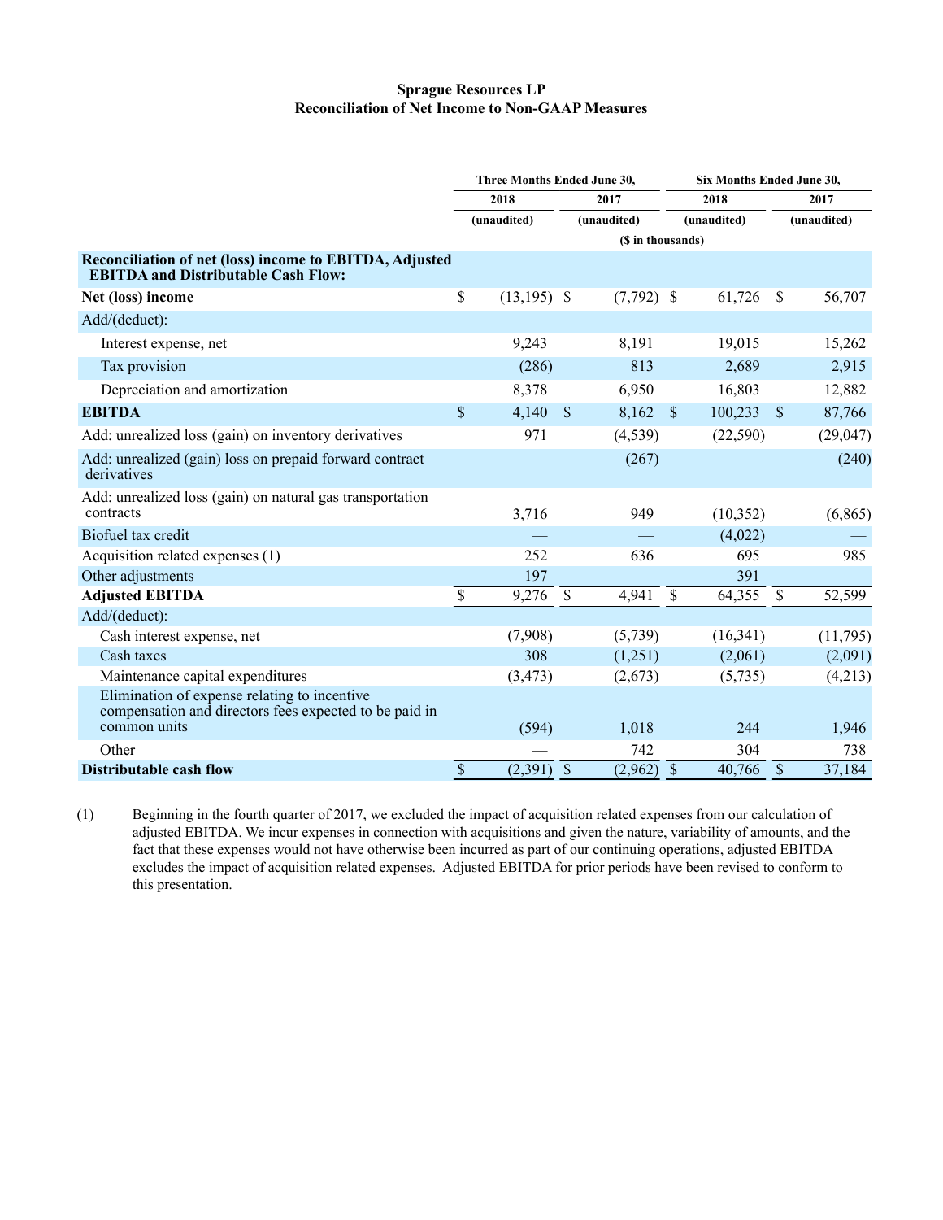**Sprague Resources LP**
**Reconciliation of Net Income to Non-GAAP Measures**

| | Three Months Ended June 30, | | Six Months Ended June 30, | |
|---|---|---|---|---|
| | 2018 | 2017 | 2018 | 2017 |
| | (unaudited) | (unaudited) | (unaudited) | (unaudited) |
| | ($ in thousands) | | | |
| **Reconciliation of net (loss) income to EBITDA, Adjusted EBITDA and Distributable Cash Flow:** | | | | |
| **Net (loss) income** | $ (13,195) | $ (7,792) | $ 61,726 | $ 56,707 |
| Add/(deduct): | | | | |
| Interest expense, net | 9,243 | 8,191 | 19,015 | 15,262 |
| Tax provision | (286) | 813 | 2,689 | 2,915 |
| Depreciation and amortization | 8,378 | 6,950 | 16,803 | 12,882 |
| **EBITDA** | $ 4,140 | $ 8,162 | $ 100,233 | $ 87,766 |
| Add: unrealized loss (gain) on inventory derivatives | 971 | (4,539) | (22,590) | (29,047) |
| Add: unrealized (gain) loss on prepaid forward contract derivatives | — | (267) | — | (240) |
| Add: unrealized loss (gain) on natural gas transportation contracts | 3,716 | 949 | (10,352) | (6,865) |
| Biofuel tax credit | — | — | (4,022) | — |
| Acquisition related expenses (1) | 252 | 636 | 695 | 985 |
| Other adjustments | 197 | — | 391 | — |
| **Adjusted EBITDA** | $ 9,276 | $ 4,941 | $ 64,355 | $ 52,599 |
| Add/(deduct): | | | | |
| Cash interest expense, net | (7,908) | (5,739) | (16,341) | (11,795) |
| Cash taxes | 308 | (1,251) | (2,061) | (2,091) |
| Maintenance capital expenditures | (3,473) | (2,673) | (5,735) | (4,213) |
| Elimination of expense relating to incentive compensation and directors fees expected to be paid in common units | (594) | 1,018 | 244 | 1,946 |
| Other | — | 742 | 304 | 738 |
| **Distributable cash flow** | $ (2,391) | $ (2,962) | $ 40,766 | $ 37,184 |

(1) Beginning in the fourth quarter of 2017, we excluded the impact of acquisition related expenses from our calculation of adjusted EBITDA. We incur expenses in connection with acquisitions and given the nature, variability of amounts, and the fact that these expenses would not have otherwise been incurred as part of our continuing operations, adjusted EBITDA excludes the impact of acquisition related expenses. Adjusted EBITDA for prior periods have been revised to conform to this presentation.